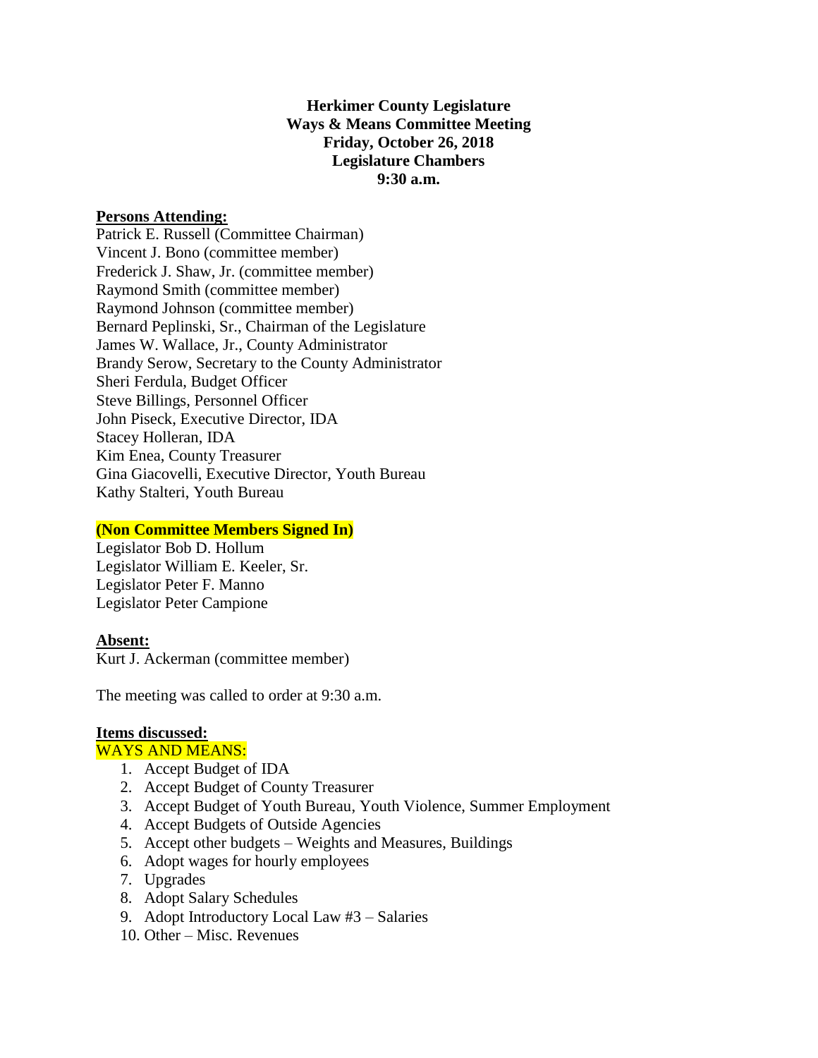**Herkimer County Legislature**
**Ways & Means Committee Meeting**
**Friday, October 26, 2018**
**Legislature Chambers**
**9:30 a.m.**

**Persons Attending:**

Patrick E. Russell (Committee Chairman)
Vincent J. Bono (committee member)
Frederick J. Shaw, Jr. (committee member)
Raymond Smith (committee member)
Raymond Johnson (committee member)
Bernard Peplinski, Sr., Chairman of the Legislature
James W. Wallace, Jr., County Administrator
Brandy Serow, Secretary to the County Administrator
Sheri Ferdula, Budget Officer
Steve Billings, Personnel Officer
John Piseck, Executive Director, IDA
Stacey Holleran, IDA
Kim Enea, County Treasurer
Gina Giacovelli, Executive Director, Youth Bureau
Kathy Stalteri, Youth Bureau

**(Non Committee Members Signed In)**

Legislator Bob D. Hollum
Legislator William E. Keeler, Sr.
Legislator Peter F. Manno
Legislator Peter Campione

**Absent:**

Kurt J. Ackerman (committee member)

The meeting was called to order at 9:30 a.m.

**Items discussed:**

WAYS AND MEANS:

1. Accept Budget of IDA
2. Accept Budget of County Treasurer
3. Accept Budget of Youth Bureau, Youth Violence, Summer Employment
4. Accept Budgets of Outside Agencies
5. Accept other budgets – Weights and Measures, Buildings
6. Adopt wages for hourly employees
7. Upgrades
8. Adopt Salary Schedules
9. Adopt Introductory Local Law #3 – Salaries
10. Other – Misc. Revenues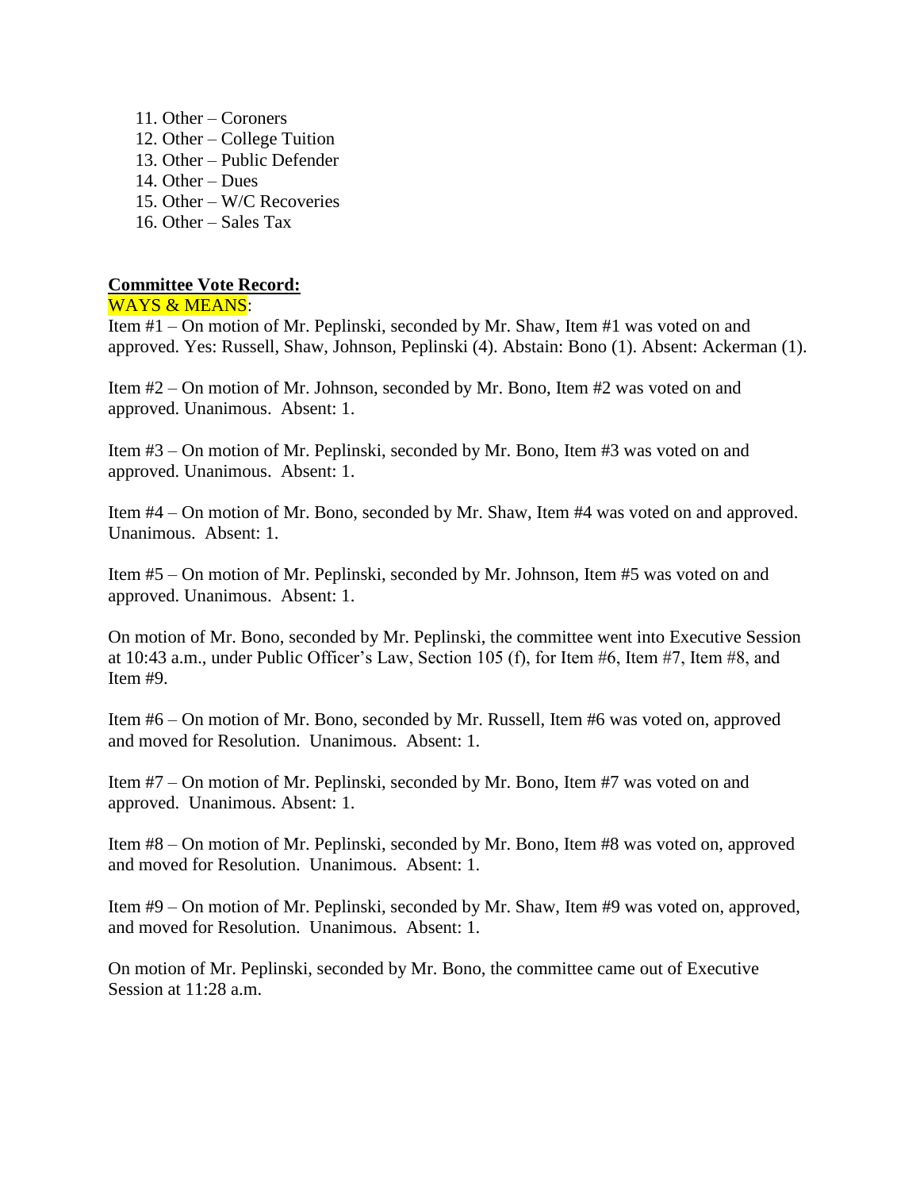11. Other – Coroners
12. Other – College Tuition
13. Other – Public Defender
14. Other – Dues
15. Other – W/C Recoveries
16. Other – Sales Tax

**Committee Vote Record:**

WAYS & MEANS:

Item #1 – On motion of Mr. Peplinski, seconded by Mr. Shaw, Item #1 was voted on and approved. Yes: Russell, Shaw, Johnson, Peplinski (4). Abstain: Bono (1). Absent: Ackerman (1).

Item #2 – On motion of Mr. Johnson, seconded by Mr. Bono, Item #2 was voted on and approved. Unanimous. Absent: 1.

Item #3 – On motion of Mr. Peplinski, seconded by Mr. Bono, Item #3 was voted on and approved. Unanimous. Absent: 1.

Item #4 – On motion of Mr. Bono, seconded by Mr. Shaw, Item #4 was voted on and approved. Unanimous. Absent: 1.

Item #5 – On motion of Mr. Peplinski, seconded by Mr. Johnson, Item #5 was voted on and approved. Unanimous. Absent: 1.

On motion of Mr. Bono, seconded by Mr. Peplinski, the committee went into Executive Session at 10:43 a.m., under Public Officer's Law, Section 105 (f), for Item #6, Item #7, Item #8, and Item #9.

Item #6 – On motion of Mr. Bono, seconded by Mr. Russell, Item #6 was voted on, approved and moved for Resolution. Unanimous. Absent: 1.

Item #7 – On motion of Mr. Peplinski, seconded by Mr. Bono, Item #7 was voted on and approved. Unanimous. Absent: 1.

Item #8 – On motion of Mr. Peplinski, seconded by Mr. Bono, Item #8 was voted on, approved and moved for Resolution. Unanimous. Absent: 1.

Item #9 – On motion of Mr. Peplinski, seconded by Mr. Shaw, Item #9 was voted on, approved, and moved for Resolution. Unanimous. Absent: 1.

On motion of Mr. Peplinski, seconded by Mr. Bono, the committee came out of Executive Session at 11:28 a.m.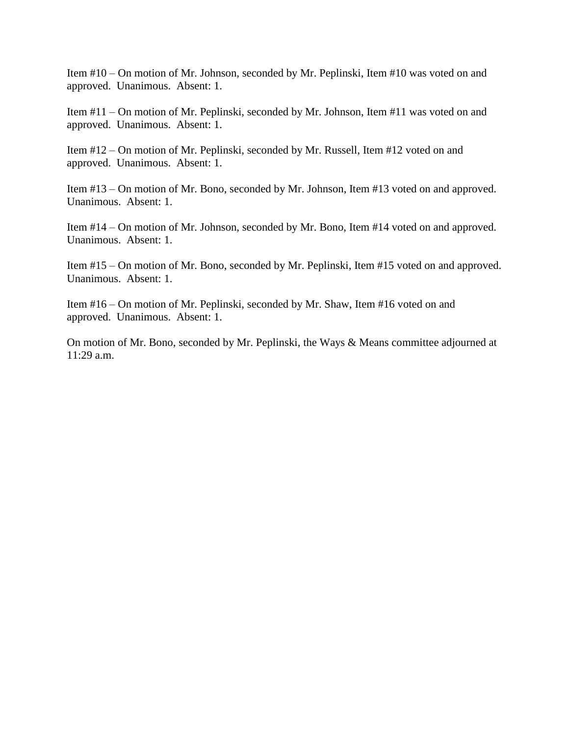Item #10 – On motion of Mr. Johnson, seconded by Mr. Peplinski, Item #10 was voted on and approved. Unanimous. Absent: 1.

Item #11 – On motion of Mr. Peplinski, seconded by Mr. Johnson, Item #11 was voted on and approved. Unanimous. Absent: 1.

Item #12 – On motion of Mr. Peplinski, seconded by Mr. Russell, Item #12 voted on and approved. Unanimous. Absent: 1.

Item #13 – On motion of Mr. Bono, seconded by Mr. Johnson, Item #13 voted on and approved. Unanimous. Absent: 1.

Item #14 – On motion of Mr. Johnson, seconded by Mr. Bono, Item #14 voted on and approved. Unanimous. Absent: 1.

Item #15 – On motion of Mr. Bono, seconded by Mr. Peplinski, Item #15 voted on and approved. Unanimous. Absent: 1.

Item #16 – On motion of Mr. Peplinski, seconded by Mr. Shaw, Item #16 voted on and approved. Unanimous. Absent: 1.

On motion of Mr. Bono, seconded by Mr. Peplinski, the Ways & Means committee adjourned at 11:29 a.m.